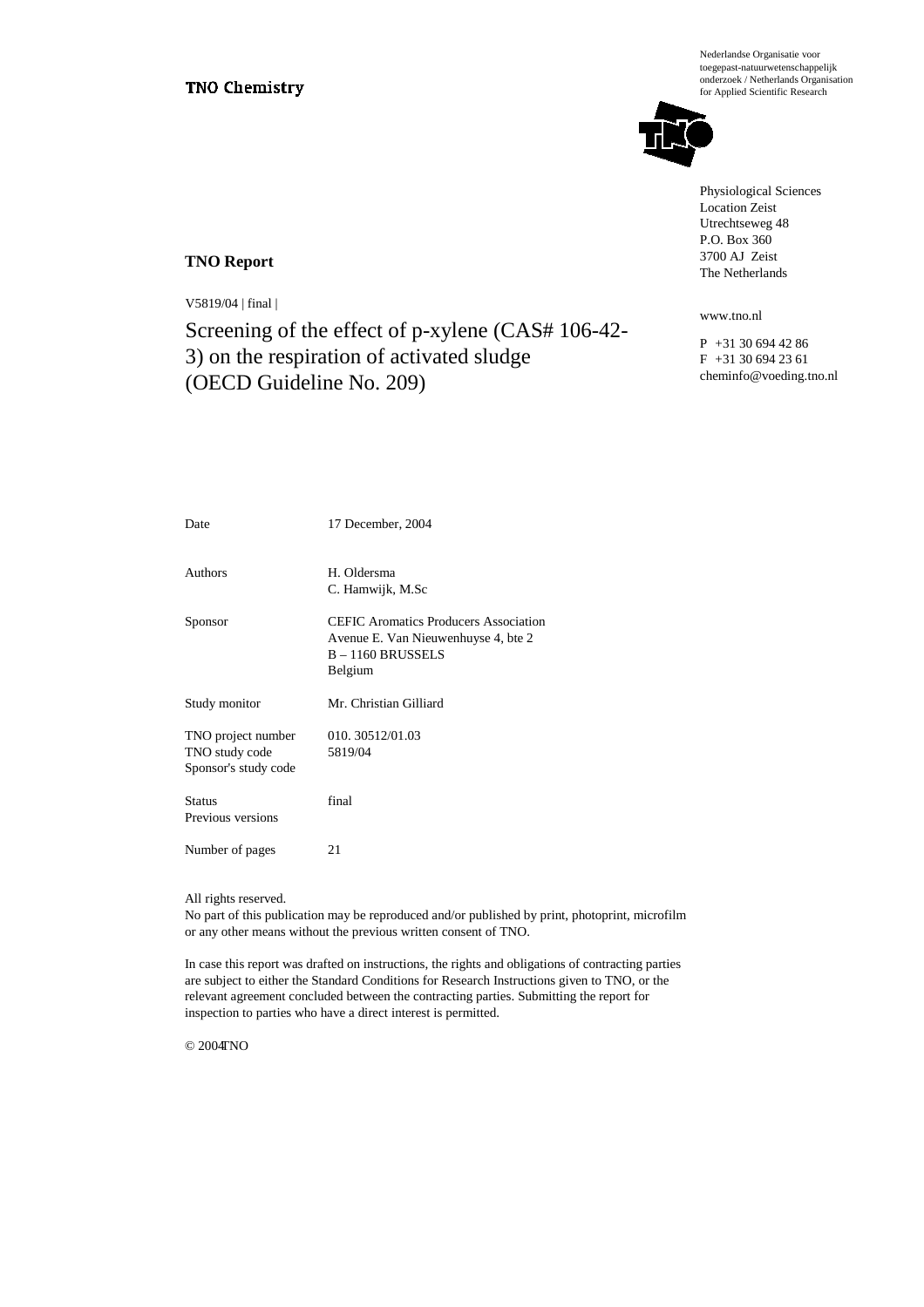TNO Chemistry

Nederlandse Organisatie voor toegepast-natuurwetenschappelijk onderzoek / Netherlands Organisation for Applied Scientific Research

Physiological Sciences
Location Zeist
Utrechtseweg 48
P.O. Box 360
3700 AJ Zeist
The Netherlands

www.tno.nl

P +31 30 694 42 86
F +31 30 694 23 61
cheminfo@voeding.tno.nl

**TNO Report**

V5819/04 | final |

# Screening of the effect of p-xylene (CAS# 106-42-3) on the respiration of activated sludge (OECD Guideline No. 209)

| | |
|---|---|
| Date | 17 December, 2004 |
| Authors | H. Oldersma<br>C. Hamwijk, M.Sc |
| Sponsor | CEFIC Aromatics Producers Association<br>Avenue E. Van Nieuwenhuyse 4, bte 2<br>B – 1160 BRUSSELS<br>Belgium |
| Study monitor | Mr. Christian Gilliard |
| TNO project number<br>TNO study code<br>Sponsor's study code | 010. 30512/01.03<br>5819/04 |
| Status<br>Previous versions | final |
| Number of pages | 21 |

All rights reserved.
No part of this publication may be reproduced and/or published by print, photoprint, microfilm or any other means without the previous written consent of TNO.

In case this report was drafted on instructions, the rights and obligations of contracting parties are subject to either the Standard Conditions for Research Instructions given to TNO, or the relevant agreement concluded between the contracting parties. Submitting the report for inspection to parties who have a direct interest is permitted.

© 2004TNO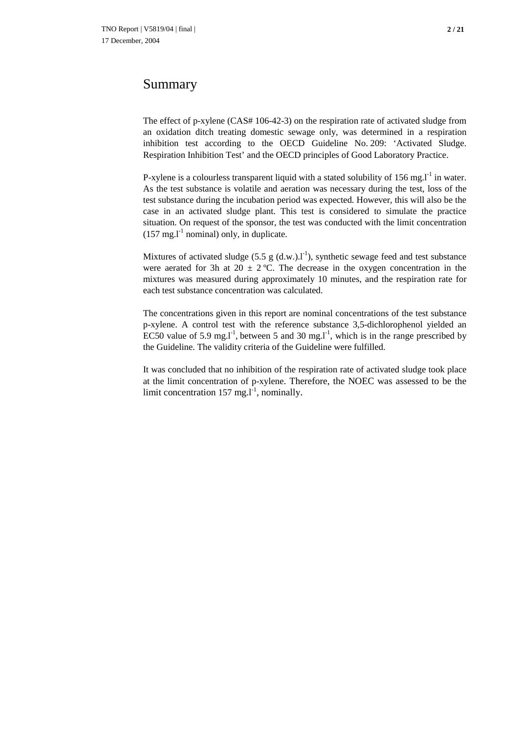# Summary

The effect of p-xylene (CAS# 106-42-3) on the respiration rate of activated sludge from an oxidation ditch treating domestic sewage only, was determined in a respiration inhibition test according to the OECD Guideline No. 209: 'Activated Sludge. Respiration Inhibition Test' and the OECD principles of Good Laboratory Practice.

P-xylene is a colourless transparent liquid with a stated solubility of 156 $mg.l^{-1}$ in water. As the test substance is volatile and aeration was necessary during the test, loss of the test substance during the incubation period was expected. However, this will also be the case in an activated sludge plant. This test is considered to simulate the practice situation. On request of the sponsor, the test was conducted with the limit concentration (157 $mg.l^{-1}$ nominal) only, in duplicate.

Mixtures of activated sludge (5.5 g $(d.w.).l^{-1}$), synthetic sewage feed and test substance were aerated for 3h at 20 ± 2 ºC. The decrease in the oxygen concentration in the mixtures was measured during approximately 10 minutes, and the respiration rate for each test substance concentration was calculated.

The concentrations given in this report are nominal concentrations of the test substance p-xylene. A control test with the reference substance 3,5-dichlorophenol yielded an EC50 value of 5.9 $mg.l^{-1}$, between 5 and 30 $mg.l^{-1}$, which is in the range prescribed by the Guideline. The validity criteria of the Guideline were fulfilled.

It was concluded that no inhibition of the respiration rate of activated sludge took place at the limit concentration of p-xylene. Therefore, the NOEC was assessed to be the limit concentration 157 $mg.l^{-1}$, nominally.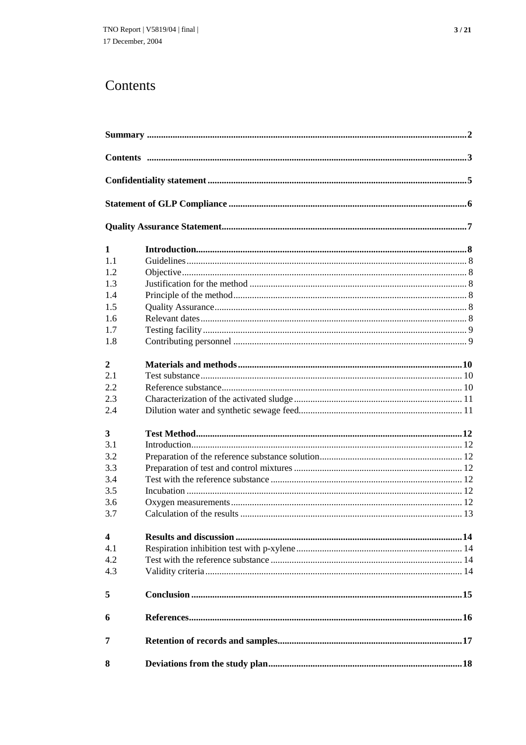# Contents

| | | |
|---|---|---|
| **Summary** | | **2** |
| **Contents** | | **3** |
| **Confidentiality statement** | | **5** |
| **Statement of GLP Compliance** | | **6** |
| **Quality Assurance Statement** | | **7** |
| **1** | **Introduction** | **8** |
| 1.1 | Guidelines | 8 |
| 1.2 | Objective | 8 |
| 1.3 | Justification for the method | 8 |
| 1.4 | Principle of the method | 8 |
| 1.5 | Quality Assurance | 8 |
| 1.6 | Relevant dates | 8 |
| 1.7 | Testing facility | 9 |
| 1.8 | Contributing personnel | 9 |
| **2** | **Materials and methods** | **10** |
| 2.1 | Test substance | 10 |
| 2.2 | Reference substance | 10 |
| 2.3 | Characterization of the activated sludge | 11 |
| 2.4 | Dilution water and synthetic sewage feed | 11 |
| **3** | **Test Method** | **12** |
| 3.1 | Introduction | 12 |
| 3.2 | Preparation of the reference substance solution | 12 |
| 3.3 | Preparation of test and control mixtures | 12 |
| 3.4 | Test with the reference substance | 12 |
| 3.5 | Incubation | 12 |
| 3.6 | Oxygen measurements | 12 |
| 3.7 | Calculation of the results | 13 |
| **4** | **Results and discussion** | **14** |
| 4.1 | Respiration inhibition test with p-xylene | 14 |
| 4.2 | Test with the reference substance | 14 |
| 4.3 | Validity criteria | 14 |
| **5** | **Conclusion** | **15** |
| **6** | **References** | **16** |
| **7** | **Retention of records and samples** | **17** |
| **8** | **Deviations from the study plan** | **18** |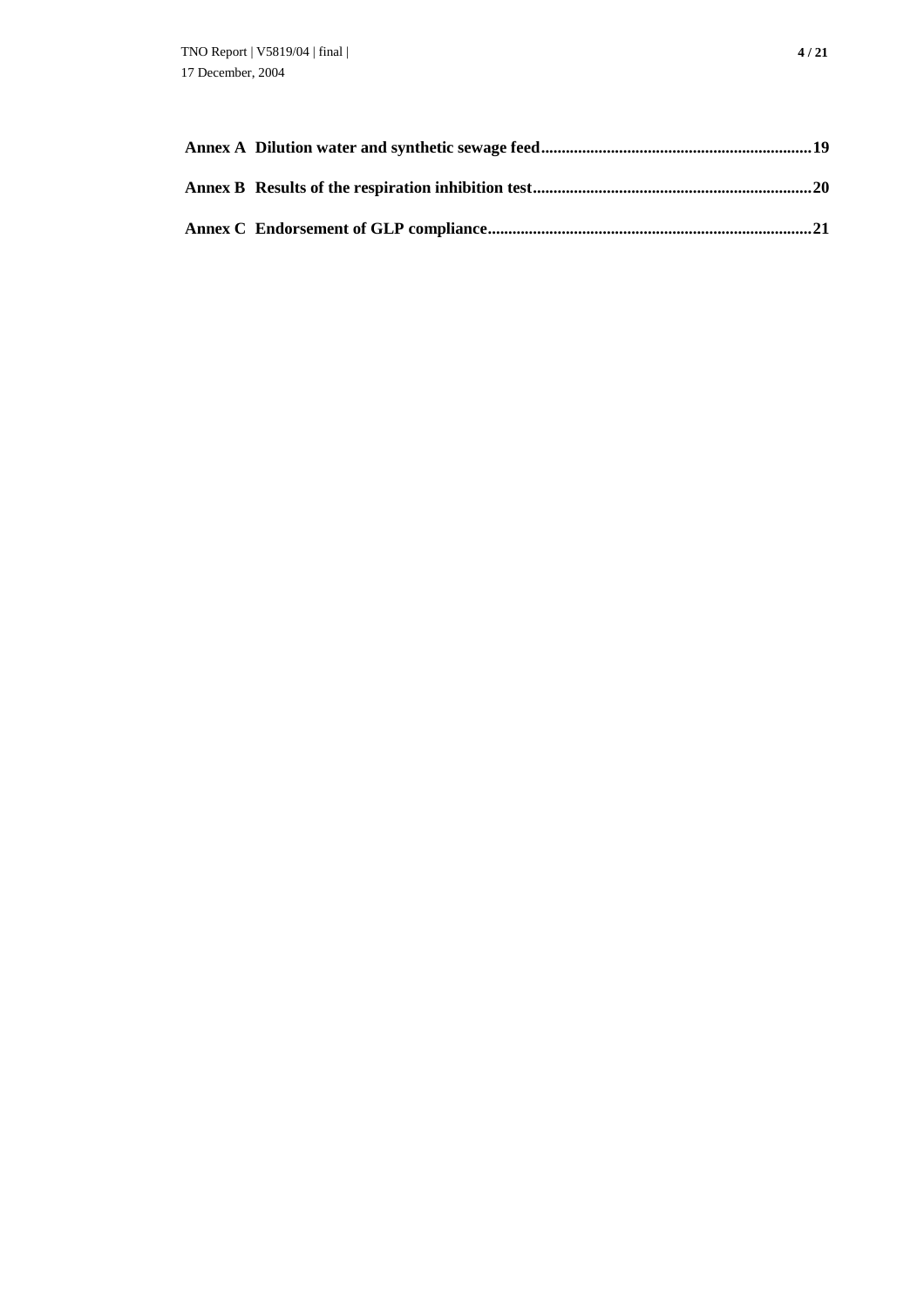**Annex A Dilution water and synthetic sewage feed....................................................................19**

**Annex B Results of the respiration inhibition test....................................................................20**

**Annex C Endorsement of GLP compliance...............................................................................21**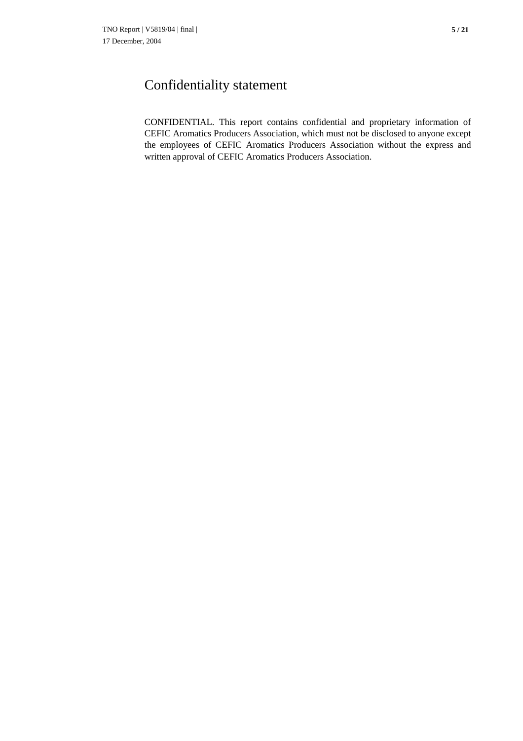# Confidentiality statement

CONFIDENTIAL. This report contains confidential and proprietary information of CEFIC Aromatics Producers Association, which must not be disclosed to anyone except the employees of CEFIC Aromatics Producers Association without the express and written approval of CEFIC Aromatics Producers Association.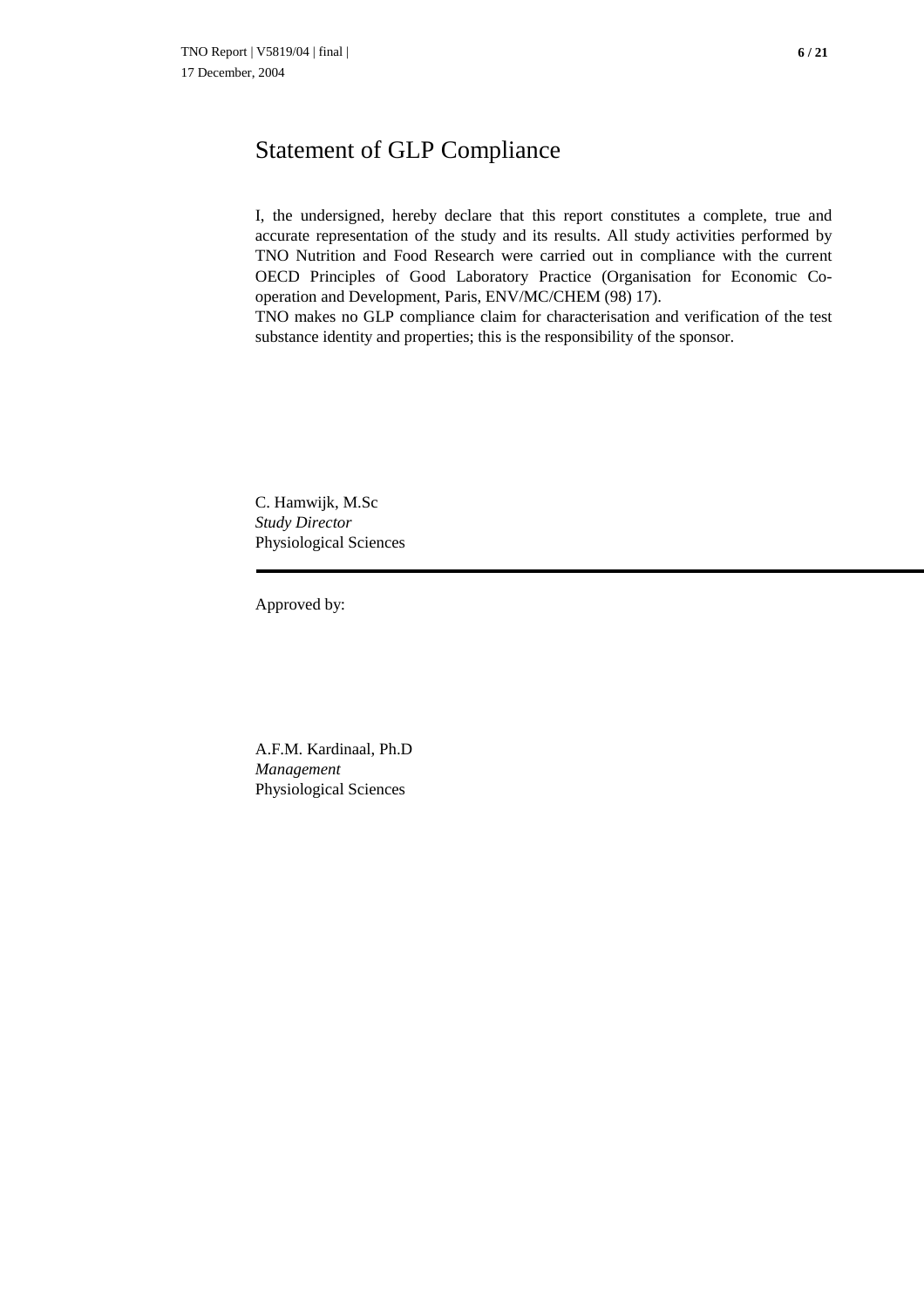# Statement of GLP Compliance

I, the undersigned, hereby declare that this report constitutes a complete, true and accurate representation of the study and its results. All study activities performed by TNO Nutrition and Food Research were carried out in compliance with the current OECD Principles of Good Laboratory Practice (Organisation for Economic Co-operation and Development, Paris, ENV/MC/CHEM (98) 17).
TNO makes no GLP compliance claim for characterisation and verification of the test substance identity and properties; this is the responsibility of the sponsor.

C. Hamwijk, M.Sc
*Study Director*
Physiological Sciences

---

Approved by:

A.F.M. Kardinaal, Ph.D
*Management*
Physiological Sciences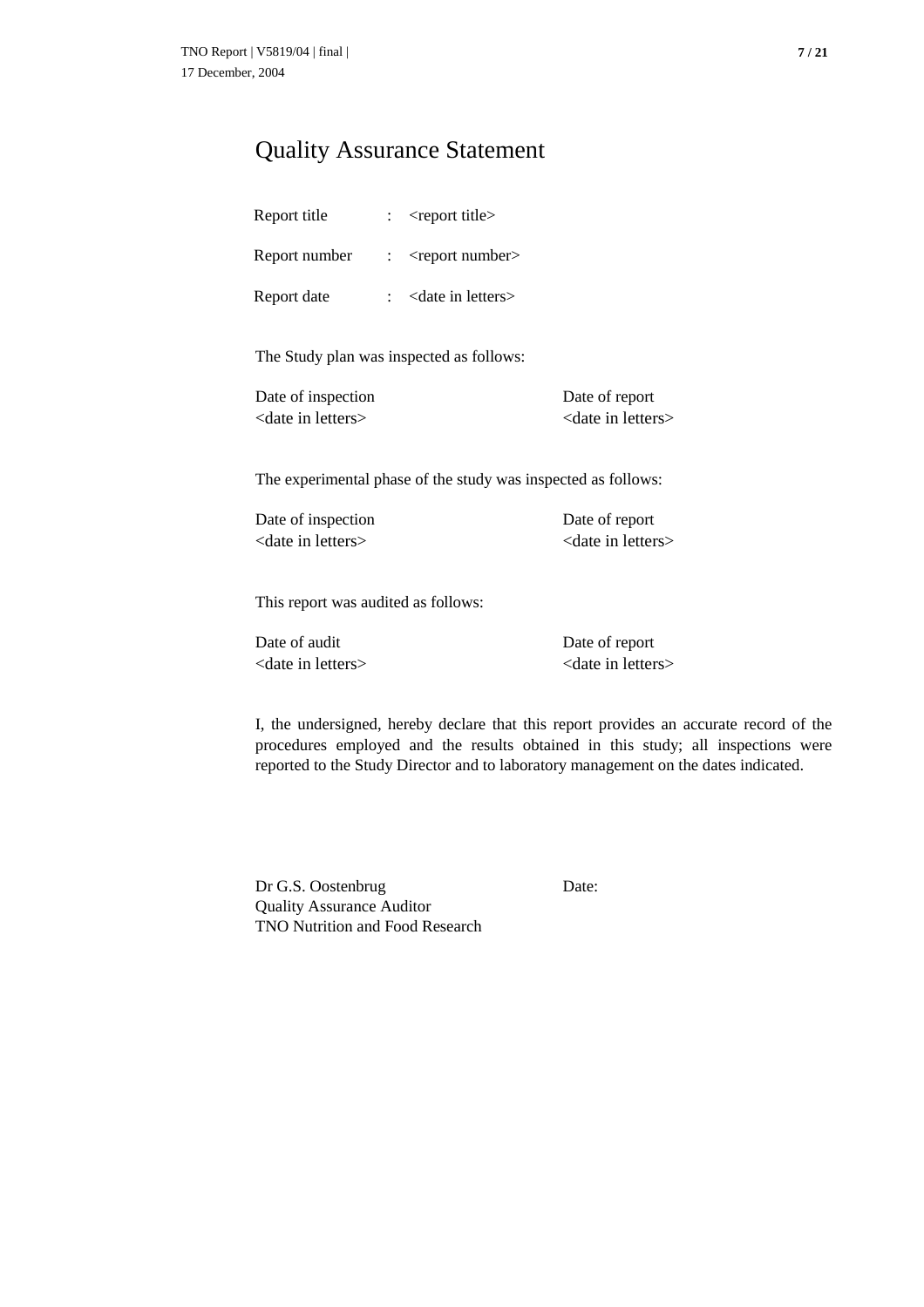# Quality Assurance Statement

| | | |
|---|---|---|
| Report title | : | <report title> |
| Report number | : | <report number> |
| Report date | : | <date in letters> |

The Study plan was inspected as follows:

| Date of inspection | Date of report |
|---|---|
| <date in letters> | <date in letters> |

The experimental phase of the study was inspected as follows:

| Date of inspection | Date of report |
|---|---|
| <date in letters> | <date in letters> |

This report was audited as follows:

| Date of audit | Date of report |
|---|---|
| <date in letters> | <date in letters> |

I, the undersigned, hereby declare that this report provides an accurate record of the procedures employed and the results obtained in this study; all inspections were reported to the Study Director and to laboratory management on the dates indicated.

Dr G.S. Oostenbrug
Quality Assurance Auditor
TNO Nutrition and Food Research

Date: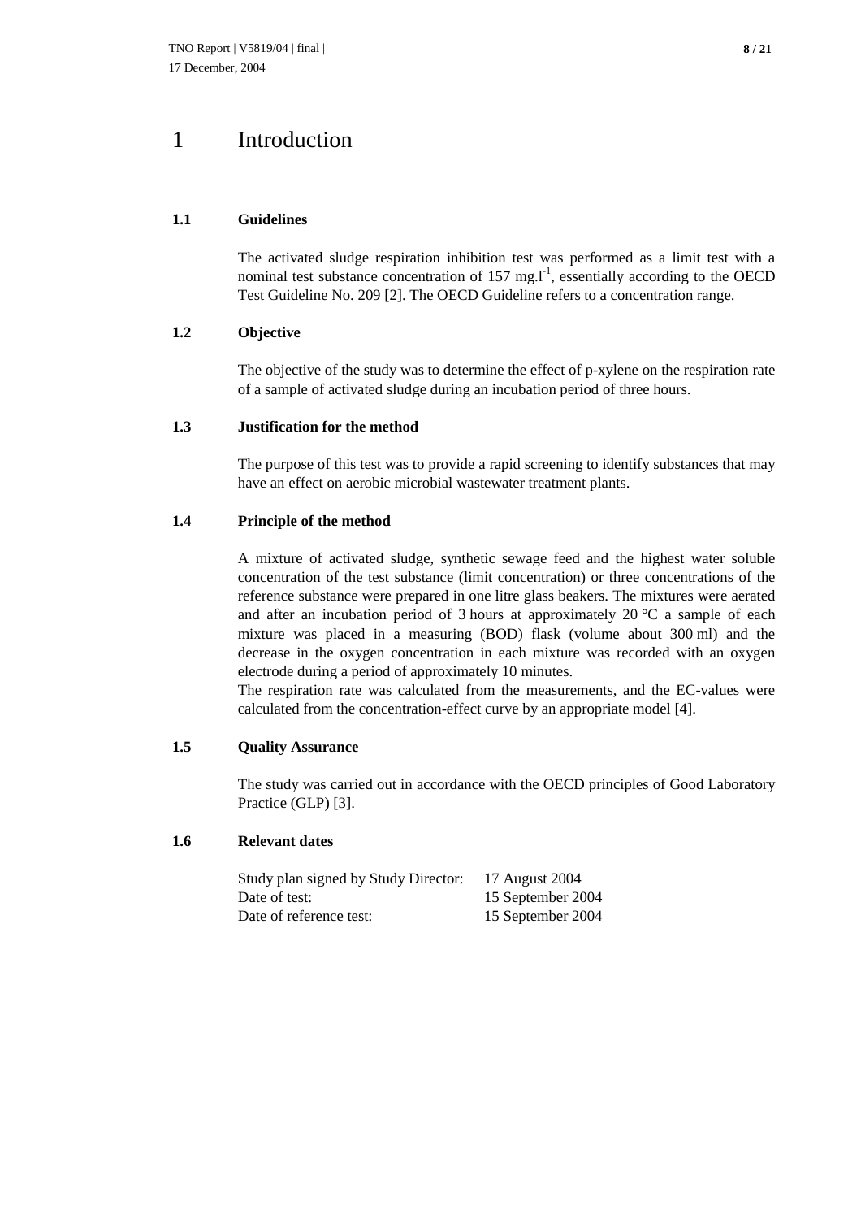# 1 Introduction

## 1.1 Guidelines

The activated sludge respiration inhibition test was performed as a limit test with a nominal test substance concentration of 157 $mg.l^{-1}$, essentially according to the OECD Test Guideline No. 209 [2]. The OECD Guideline refers to a concentration range.

## 1.2 Objective

The objective of the study was to determine the effect of p-xylene on the respiration rate of a sample of activated sludge during an incubation period of three hours.

## 1.3 Justification for the method

The purpose of this test was to provide a rapid screening to identify substances that may have an effect on aerobic microbial wastewater treatment plants.

## 1.4 Principle of the method

A mixture of activated sludge, synthetic sewage feed and the highest water soluble concentration of the test substance (limit concentration) or three concentrations of the reference substance were prepared in one litre glass beakers. The mixtures were aerated and after an incubation period of 3 hours at approximately 20 °C a sample of each mixture was placed in a measuring (BOD) flask (volume about 300 ml) and the decrease in the oxygen concentration in each mixture was recorded with an oxygen electrode during a period of approximately 10 minutes.

The respiration rate was calculated from the measurements, and the EC-values were calculated from the concentration-effect curve by an appropriate model [4].

## 1.5 Quality Assurance

The study was carried out in accordance with the OECD principles of Good Laboratory Practice (GLP) [3].

## 1.6 Relevant dates

| | |
|---|---|
| Study plan signed by Study Director: | 17 August 2004 |
| Date of test: | 15 September 2004 |
| Date of reference test: | 15 September 2004 |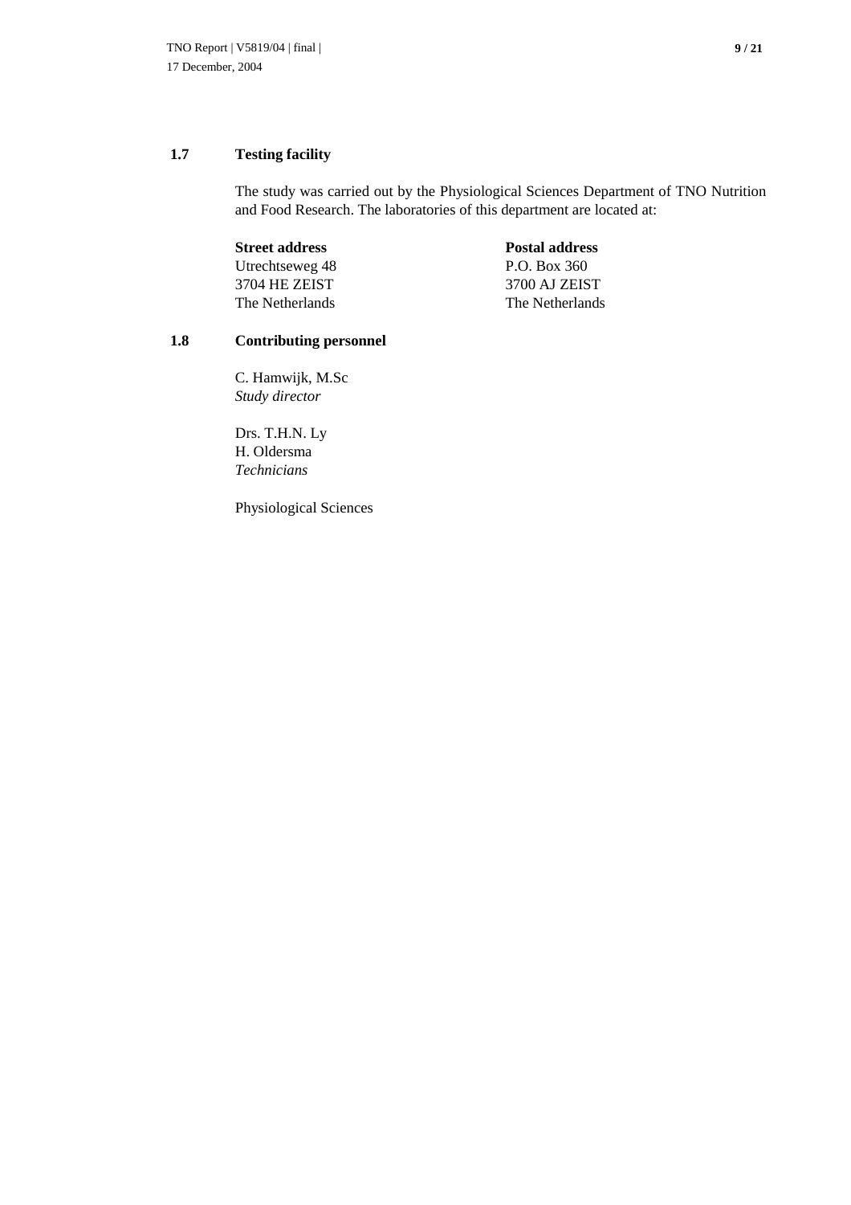## 1.7 Testing facility

The study was carried out by the Physiological Sciences Department of TNO Nutrition and Food Research. The laboratories of this department are located at:

| **Street address** | **Postal address** |
|---|---|
| Utrechtseweg 48 | P.O. Box 360 |
| 3704 HE ZEIST | 3700 AJ ZEIST |
| The Netherlands | The Netherlands |

## 1.8 Contributing personnel

C. Hamwijk, M.Sc  
*Study director*

Drs. T.H.N. Ly  
H. Oldersma  
*Technicians*

Physiological Sciences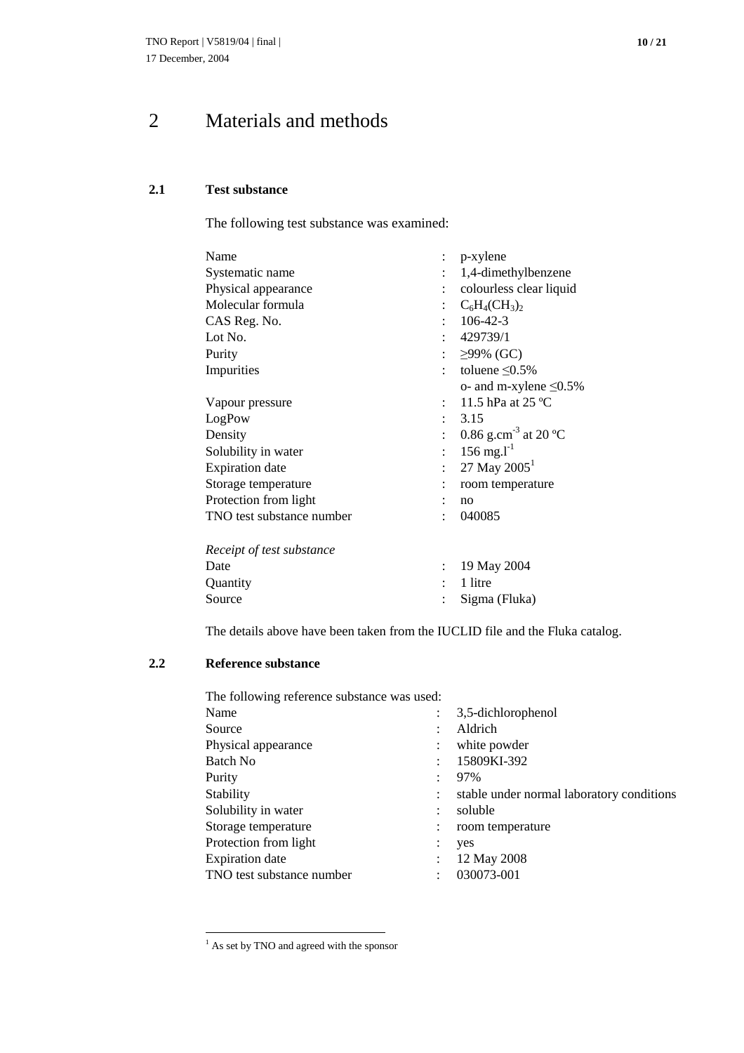// Note: running header "TNO Report | V5819/04 | final | 17 December, 2004" and page number "10 / 21" omitted.

# 2 Materials and methods

## 2.1 Test substance

The following test substance was examined:

| | | |
|---|---|---|
| Name | : | p-xylene |
| Systematic name | : | 1,4-dimethylbenzene |
| Physical appearance | : | colourless clear liquid |
| Molecular formula | : | $C_6H_4(CH_3)_2$ |
| CAS Reg. No. | : | 106-42-3 |
| Lot No. | : | 429739/1 |
| Purity | : | ≥99% (GC) |
| Impurities | : | toluene ≤0.5%<br>o- and m-xylene ≤0.5% |
| Vapour pressure | : | 11.5 hPa at 25 ºC |
| LogPow | : | 3.15 |
| Density | : | 0.86 $g.cm^{-3}$ at 20 ºC |
| Solubility in water | : | 156 $mg.l^{-1}$ |
| Expiration date | : | 27 May 2005[1] |
| Storage temperature | : | room temperature |
| Protection from light | : | no |
| TNO test substance number | : | 040085 |

*Receipt of test substance*

| | | |
|---|---|---|
| Date | : | 19 May 2004 |
| Quantity | : | 1 litre |
| Source | : | Sigma (Fluka) |

The details above have been taken from the IUCLID file and the Fluka catalog.

## 2.2 Reference substance

The following reference substance was used:

| | | |
|---|---|---|
| Name | : | 3,5-dichlorophenol |
| Source | : | Aldrich |
| Physical appearance | : | white powder |
| Batch No | : | 15809KI-392 |
| Purity | : | 97% |
| Stability | : | stable under normal laboratory conditions |
| Solubility in water | : | soluble |
| Storage temperature | : | room temperature |
| Protection from light | : | yes |
| Expiration date | : | 12 May 2008 |
| TNO test substance number | : | 030073-001 |

[1] As set by TNO and agreed with the sponsor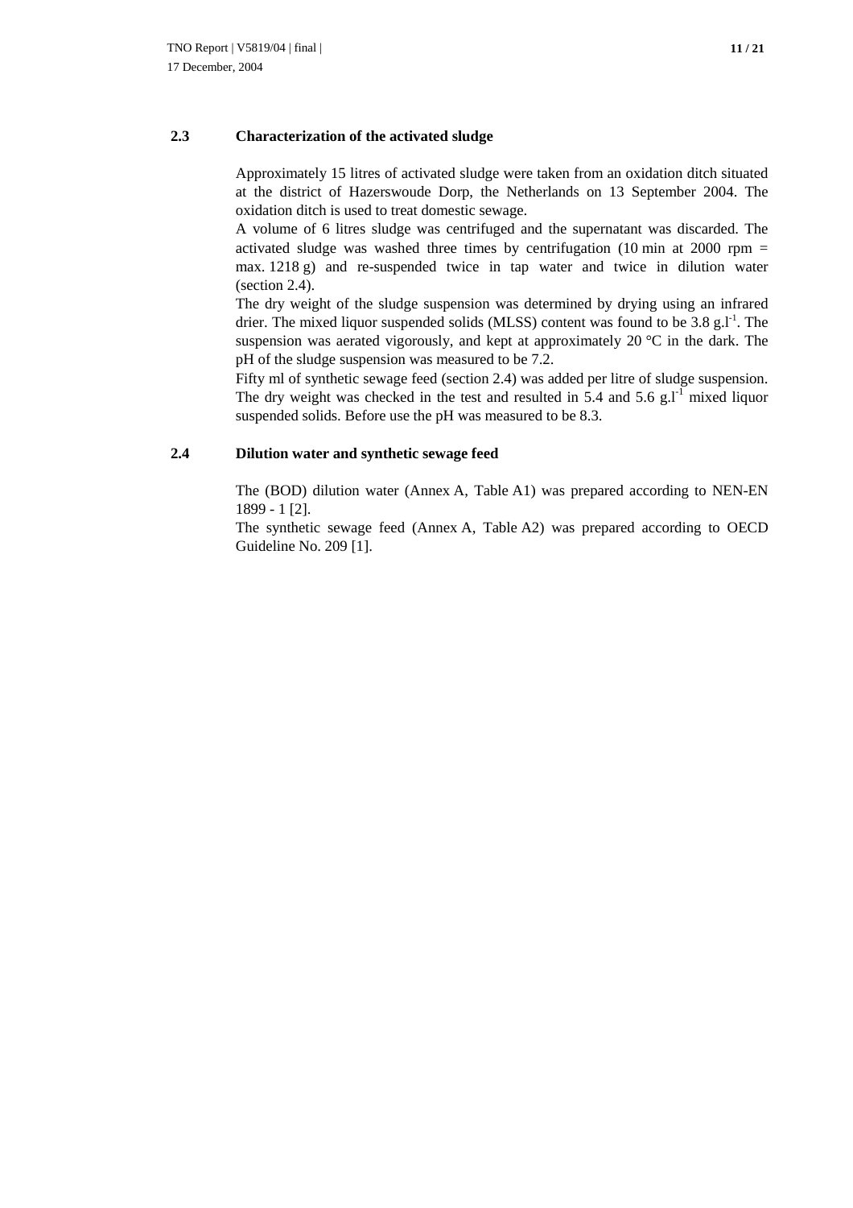## 2.3 Characterization of the activated sludge

Approximately 15 litres of activated sludge were taken from an oxidation ditch situated at the district of Hazerswoude Dorp, the Netherlands on 13 September 2004. The oxidation ditch is used to treat domestic sewage.

A volume of 6 litres sludge was centrifuged and the supernatant was discarded. The activated sludge was washed three times by centrifugation (10 min at 2000 rpm = max. 1218 g) and re-suspended twice in tap water and twice in dilution water (section 2.4).

The dry weight of the sludge suspension was determined by drying using an infrared drier. The mixed liquor suspended solids (MLSS) content was found to be 3.8 $g.l^{-1}$. The suspension was aerated vigorously, and kept at approximately 20 °C in the dark. The pH of the sludge suspension was measured to be 7.2.

Fifty ml of synthetic sewage feed (section 2.4) was added per litre of sludge suspension. The dry weight was checked in the test and resulted in 5.4 and 5.6 $g.l^{-1}$ mixed liquor suspended solids. Before use the pH was measured to be 8.3.

## 2.4 Dilution water and synthetic sewage feed

The (BOD) dilution water (Annex A, Table A1) was prepared according to NEN-EN 1899 - 1 [2].

The synthetic sewage feed (Annex A, Table A2) was prepared according to OECD Guideline No. 209 [1].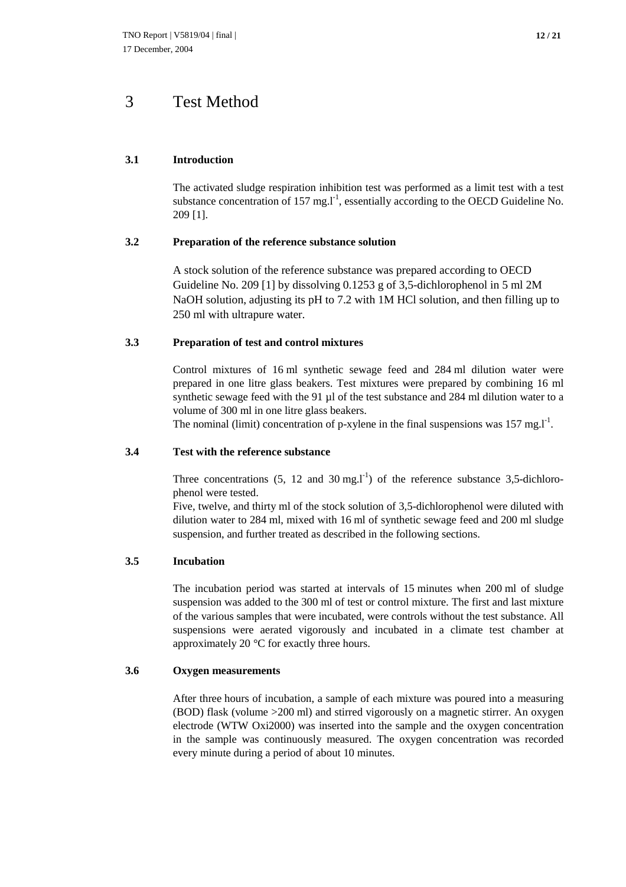# 3 Test Method

## 3.1 Introduction

The activated sludge respiration inhibition test was performed as a limit test with a test substance concentration of 157 $mg.l^{-1}$, essentially according to the OECD Guideline No. 209 [1].

## 3.2 Preparation of the reference substance solution

A stock solution of the reference substance was prepared according to OECD Guideline No. 209 [1] by dissolving 0.1253 g of 3,5-dichlorophenol in 5 ml 2M NaOH solution, adjusting its pH to 7.2 with 1M HCl solution, and then filling up to 250 ml with ultrapure water.

## 3.3 Preparation of test and control mixtures

Control mixtures of 16 ml synthetic sewage feed and 284 ml dilution water were prepared in one litre glass beakers. Test mixtures were prepared by combining 16 ml synthetic sewage feed with the 91 µl of the test substance and 284 ml dilution water to a volume of 300 ml in one litre glass beakers.
The nominal (limit) concentration of p-xylene in the final suspensions was 157 $mg.l^{-1}$.

## 3.4 Test with the reference substance

Three concentrations (5, 12 and 30 $mg.l^{-1}$) of the reference substance 3,5-dichlorophenol were tested.
Five, twelve, and thirty ml of the stock solution of 3,5-dichlorophenol were diluted with dilution water to 284 ml, mixed with 16 ml of synthetic sewage feed and 200 ml sludge suspension, and further treated as described in the following sections.

## 3.5 Incubation

The incubation period was started at intervals of 15 minutes when 200 ml of sludge suspension was added to the 300 ml of test or control mixture. The first and last mixture of the various samples that were incubated, were controls without the test substance. All suspensions were aerated vigorously and incubated in a climate test chamber at approximately 20 °C for exactly three hours.

## 3.6 Oxygen measurements

After three hours of incubation, a sample of each mixture was poured into a measuring (BOD) flask (volume >200 ml) and stirred vigorously on a magnetic stirrer. An oxygen electrode (WTW Oxi2000) was inserted into the sample and the oxygen concentration in the sample was continuously measured. The oxygen concentration was recorded every minute during a period of about 10 minutes.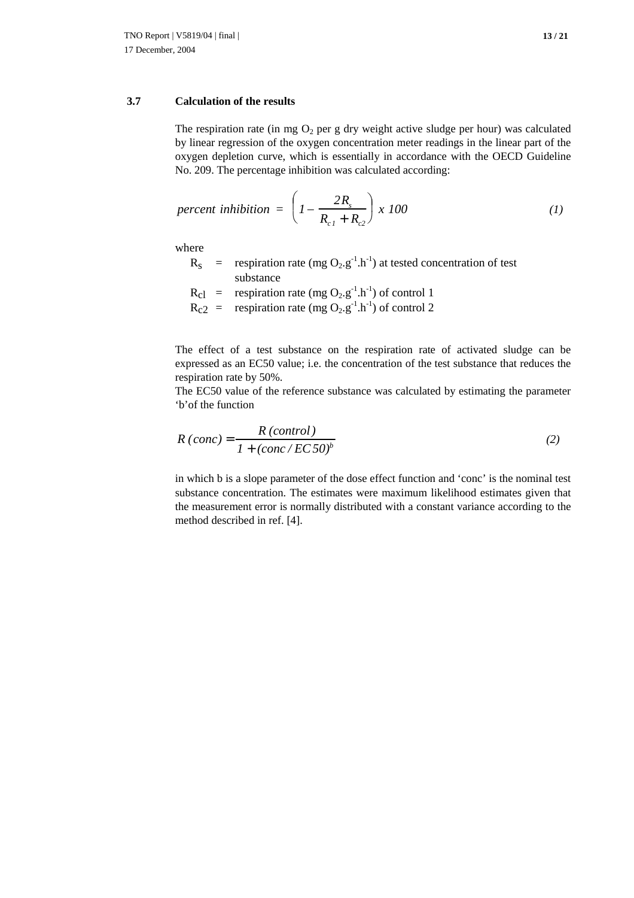### 3.7 Calculation of the results

The respiration rate (in mg $O_2$ per g dry weight active sludge per hour) was calculated by linear regression of the oxygen concentration meter readings in the linear part of the oxygen depletion curve, which is essentially in accordance with the OECD Guideline No. 209. The percentage inhibition was calculated according:

$$percent\ inhibition\ =\ \left(1-\frac{2R_s}{R_{c1}+R_{c2}}\right)\ x\ 100 \qquad (1)$$

where

- $R_s$ = respiration rate (mg $O_2.g^{-1}.h^{-1}$) at tested concentration of test substance
- $R_{c1}$ = respiration rate (mg $O_2.g^{-1}.h^{-1}$) of control 1
- $R_{c2}$ = respiration rate (mg $O_2.g^{-1}.h^{-1}$) of control 2

The effect of a test substance on the respiration rate of activated sludge can be expressed as an EC50 value; i.e. the concentration of the test substance that reduces the respiration rate by 50%.

The EC50 value of the reference substance was calculated by estimating the parameter 'b'of the function

$$R\,(conc) = \frac{R\,(control)}{1+(conc\,/\,EC50)^b} \qquad (2)$$

in which b is a slope parameter of the dose effect function and 'conc' is the nominal test substance concentration. The estimates were maximum likelihood estimates given that the measurement error is normally distributed with a constant variance according to the method described in ref. [4].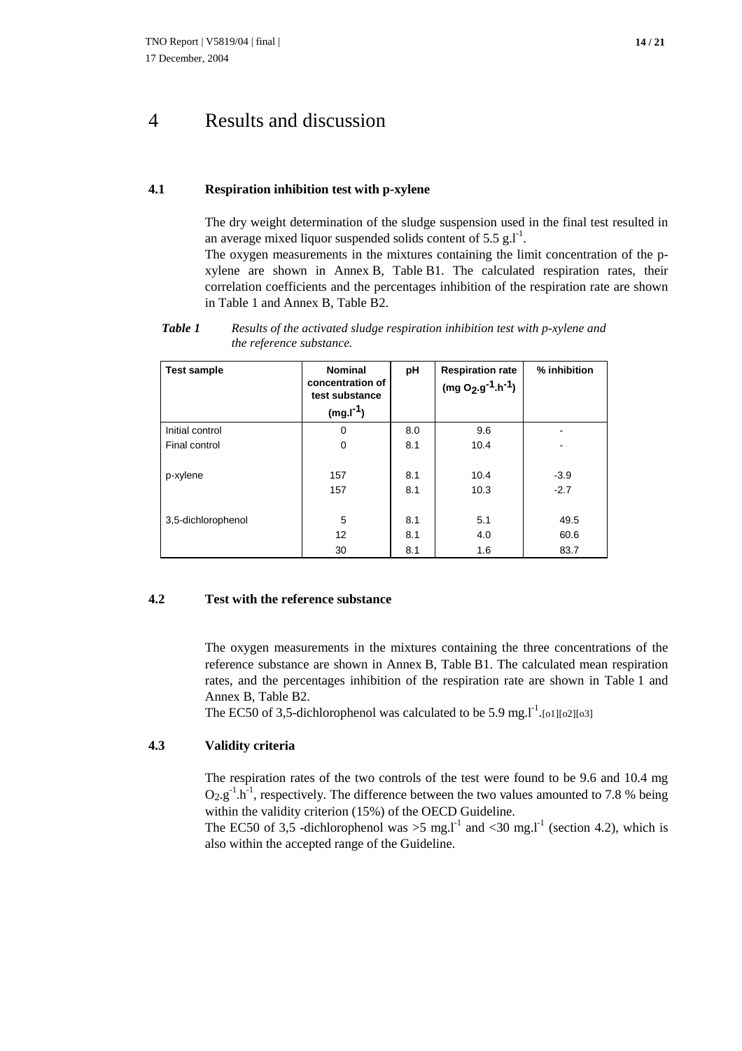// Headers/footers omitted per rules

# 4 Results and discussion

### 4.1 Respiration inhibition test with p-xylene

The dry weight determination of the sludge suspension used in the final test resulted in an average mixed liquor suspended solids content of 5.5 $g.l^{-1}$.

The oxygen measurements in the mixtures containing the limit concentration of the p-xylene are shown in Annex B, Table B1. The calculated respiration rates, their correlation coefficients and the percentages inhibition of the respiration rate are shown in Table 1 and Annex B, Table B2.

***Table 1*** *Results of the activated sludge respiration inhibition test with p-xylene and the reference substance.*

| Test sample | Nominal concentration of test substance ($mg.l^{-1}$) | pH | Respiration rate ($mg\ O_2.g^{-1}.h^{-1}$) | % inhibition |
|---|---|---|---|---|
| Initial control | 0 | 8.0 | 9.6 | - |
| Final control | 0 | 8.1 | 10.4 | - |
| p-xylene | 157 | 8.1 | 10.4 | -3.9 |
| | 157 | 8.1 | 10.3 | -2.7 |
| 3,5-dichlorophenol | 5 | 8.1 | 5.1 | 49.5 |
| | 12 | 8.1 | 4.0 | 60.6 |
| | 30 | 8.1 | 1.6 | 83.7 |

### 4.2 Test with the reference substance

The oxygen measurements in the mixtures containing the three concentrations of the reference substance are shown in Annex B, Table B1. The calculated mean respiration rates, and the percentages inhibition of the respiration rate are shown in Table 1 and Annex B, Table B2.

The EC50 of 3,5-dichlorophenol was calculated to be 5.9 $mg.l^{-1}$.[o1][o2][o3]

### 4.3 Validity criteria

The respiration rates of the two controls of the test were found to be 9.6 and 10.4 mg $O_2.g^{-1}.h^{-1}$, respectively. The difference between the two values amounted to 7.8 % being within the validity criterion (15%) of the OECD Guideline.

The EC50 of 3,5 -dichlorophenol was >5 $mg.l^{-1}$ and <30 $mg.l^{-1}$ (section 4.2), which is also within the accepted range of the Guideline.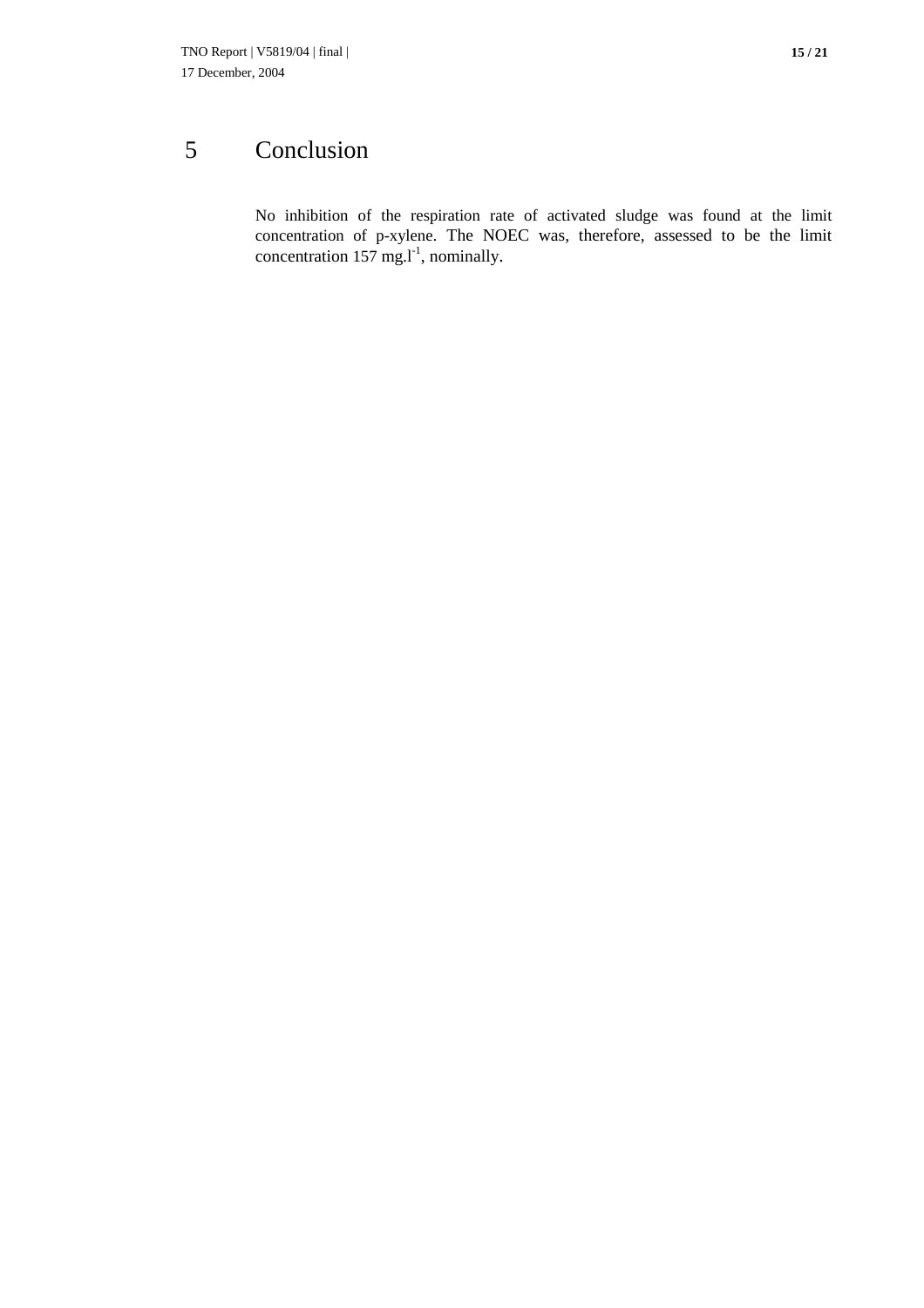# 5 Conclusion

No inhibition of the respiration rate of activated sludge was found at the limit concentration of p-xylene. The NOEC was, therefore, assessed to be the limit concentration 157 $mg.l^{-1}$, nominally.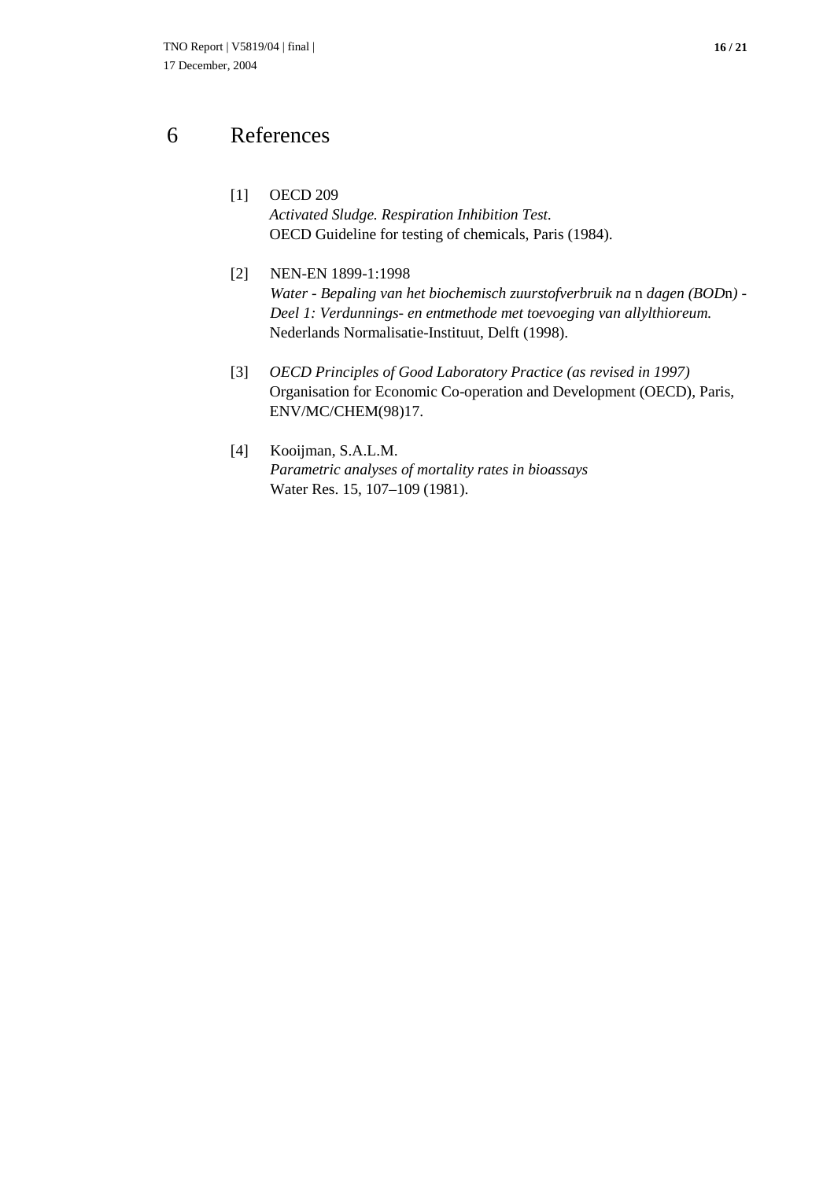# 6 References

[1] OECD 209
*Activated Sludge. Respiration Inhibition Test.*
OECD Guideline for testing of chemicals, Paris (1984).

[2] NEN-EN 1899-1:1998
*Water - Bepaling van het biochemisch zuurstofverbruik na* n *dagen (BOD*n*) - Deel 1: Verdunnings- en entmethode met toevoeging van allylthioreum.*
Nederlands Normalisatie-Instituut, Delft (1998).

[3] *OECD Principles of Good Laboratory Practice (as revised in 1997)*
Organisation for Economic Co-operation and Development (OECD), Paris, ENV/MC/CHEM(98)17.

[4] Kooijman, S.A.L.M.
*Parametric analyses of mortality rates in bioassays*
Water Res. 15, 107–109 (1981).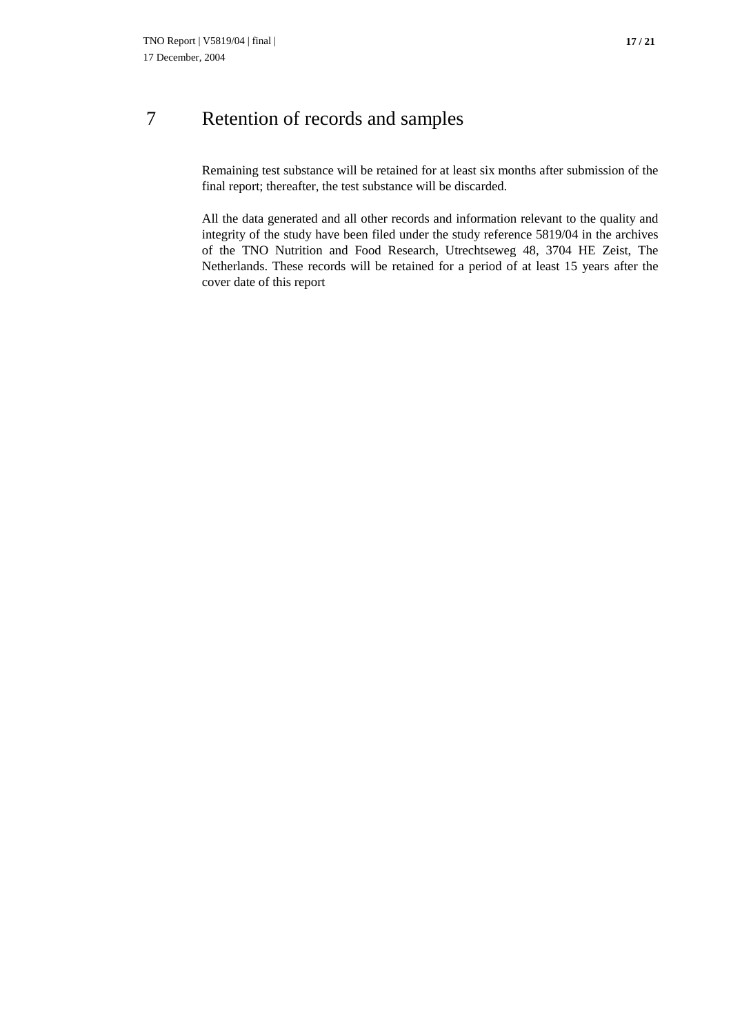# 7 Retention of records and samples

Remaining test substance will be retained for at least six months after submission of the final report; thereafter, the test substance will be discarded.

All the data generated and all other records and information relevant to the quality and integrity of the study have been filed under the study reference 5819/04 in the archives of the TNO Nutrition and Food Research, Utrechtseweg 48, 3704 HE Zeist, The Netherlands. These records will be retained for a period of at least 15 years after the cover date of this report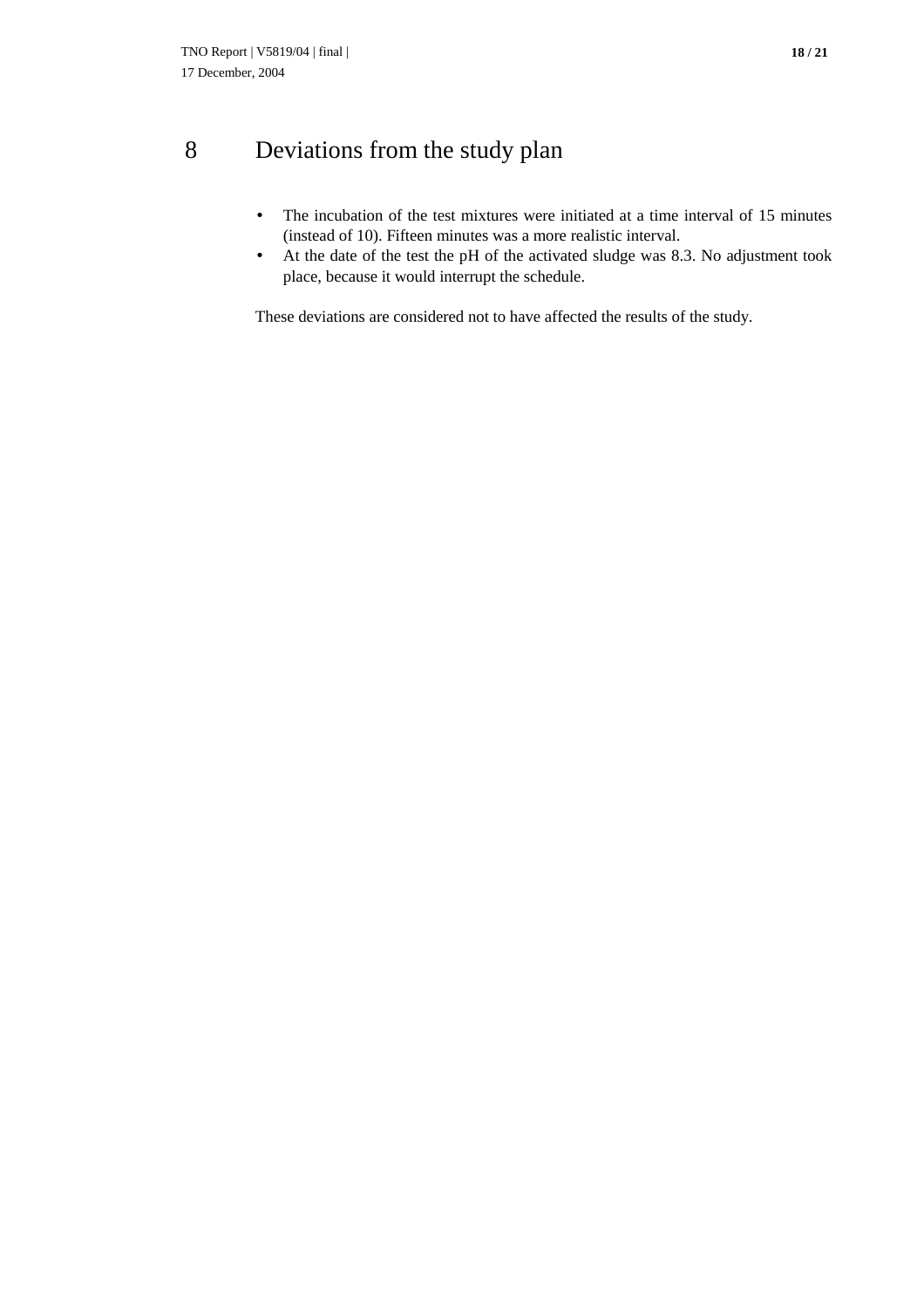# 8 Deviations from the study plan

- The incubation of the test mixtures were initiated at a time interval of 15 minutes (instead of 10). Fifteen minutes was a more realistic interval.
- At the date of the test the pH of the activated sludge was 8.3. No adjustment took place, because it would interrupt the schedule.

These deviations are considered not to have affected the results of the study.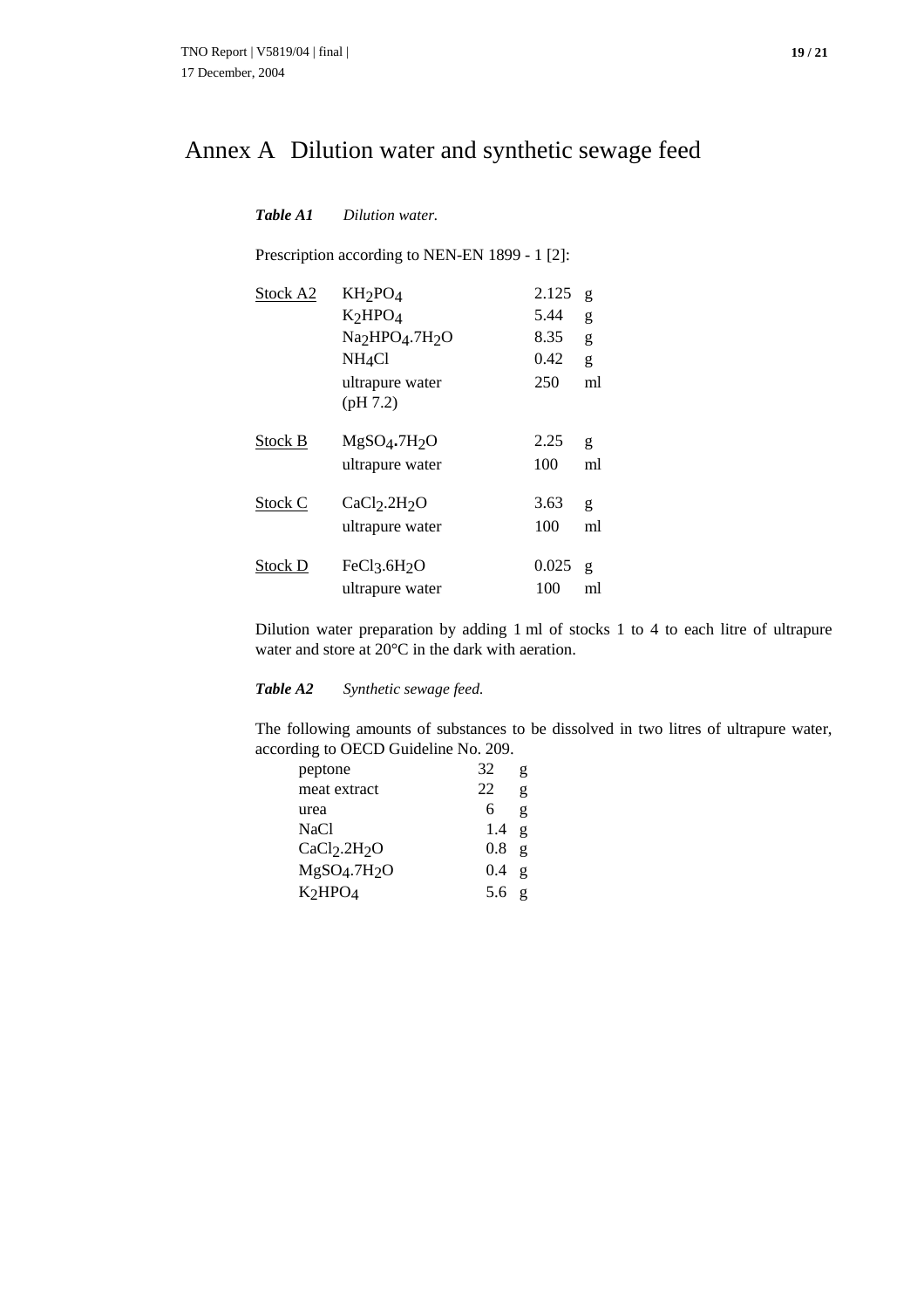# Annex A Dilution water and synthetic sewage feed

***Table A1*** *Dilution water.*

Prescription according to NEN-EN 1899 - 1 [2]:

| | | | |
|---|---|---|---|
| Stock A2 | $KH_2PO_4$ | 2.125 | g |
| | $K_2HPO_4$ | 5.44 | g |
| | $Na_2HPO_4.7H_2O$ | 8.35 | g |
| | $NH_4Cl$ | 0.42 | g |
| | ultrapure water (pH 7.2) | 250 | ml |
| Stock B | $MgSO_4.7H_2O$ | 2.25 | g |
| | ultrapure water | 100 | ml |
| Stock C | $CaCl_2.2H_2O$ | 3.63 | g |
| | ultrapure water | 100 | ml |
| Stock D | $FeCl_3.6H_2O$ | 0.025 | g |
| | ultrapure water | 100 | ml |

Dilution water preparation by adding 1 ml of stocks 1 to 4 to each litre of ultrapure water and store at 20°C in the dark with aeration.

***Table A2*** *Synthetic sewage feed.*

The following amounts of substances to be dissolved in two litres of ultrapure water, according to OECD Guideline No. 209.

| | | |
|---|---|---|
| peptone | 32 | g |
| meat extract | 22 | g |
| urea | 6 | g |
| NaCl | 1.4 | g |
| $CaCl_2.2H_2O$ | 0.8 | g |
| $MgSO_4.7H_2O$ | 0.4 | g |
| $K_2HPO_4$ | 5.6 | g |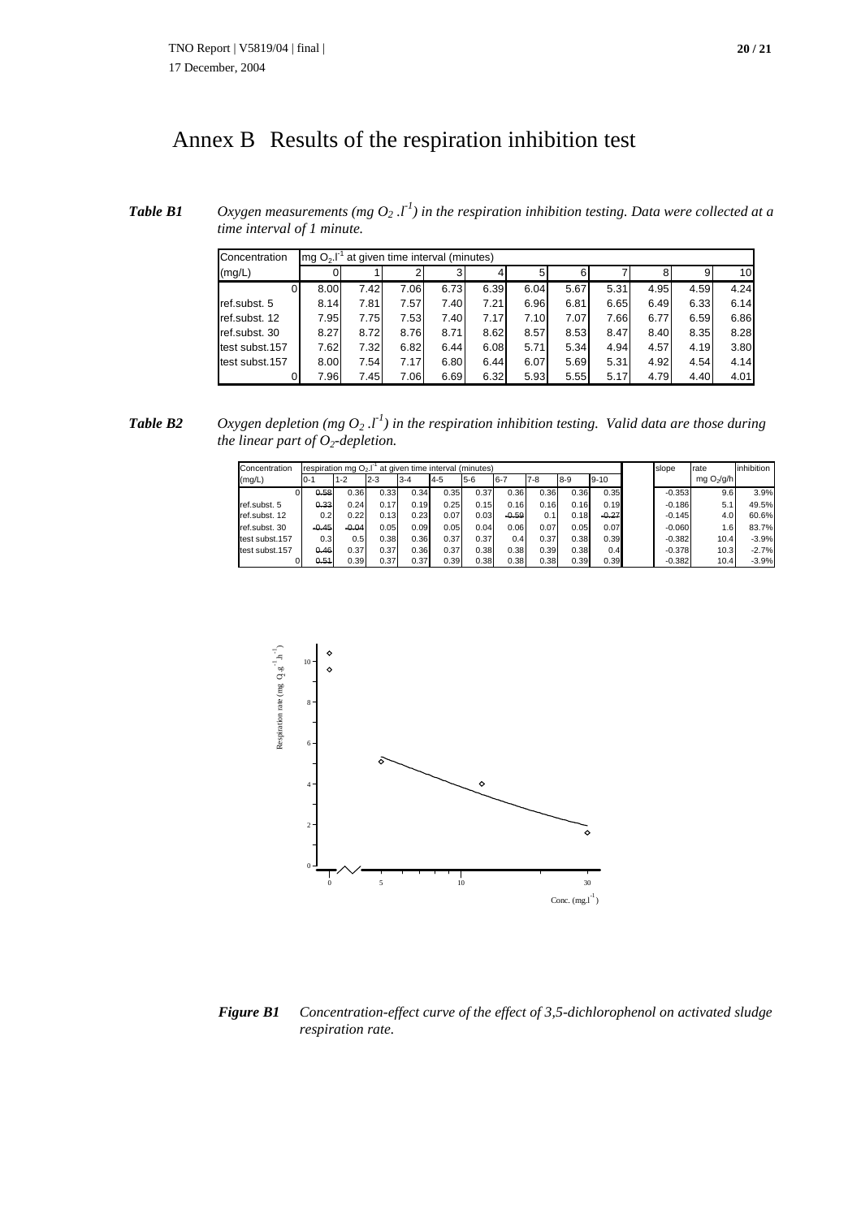# Annex B Results of the respiration inhibition test

***Table B1*** *Oxygen measurements (mg $O_2 .l^{-1}$) in the respiration inhibition testing. Data were collected at a time interval of 1 minute.*

| Concentration | mg $O_2.l^{-1}$ at given time interval (minutes) | | | | | | | | | | |
|---|---|---|---|---|---|---|---|---|---|---|---|
| (mg/L) | 0 | 1 | 2 | 3 | 4 | 5 | 6 | 7 | 8 | 9 | 10 |
| 0 | 8.00 | 7.42 | 7.06 | 6.73 | 6.39 | 6.04 | 5.67 | 5.31 | 4.95 | 4.59 | 4.24 |
| ref.subst. 5 | 8.14 | 7.81 | 7.57 | 7.40 | 7.21 | 6.96 | 6.81 | 6.65 | 6.49 | 6.33 | 6.14 |
| ref.subst. 12 | 7.95 | 7.75 | 7.53 | 7.40 | 7.17 | 7.10 | 7.07 | 7.66 | 6.77 | 6.59 | 6.86 |
| ref.subst. 30 | 8.27 | 8.72 | 8.76 | 8.71 | 8.62 | 8.57 | 8.53 | 8.47 | 8.40 | 8.35 | 8.28 |
| test subst.157 | 7.62 | 7.32 | 6.82 | 6.44 | 6.08 | 5.71 | 5.34 | 4.94 | 4.57 | 4.19 | 3.80 |
| test subst.157 | 8.00 | 7.54 | 7.17 | 6.80 | 6.44 | 6.07 | 5.69 | 5.31 | 4.92 | 4.54 | 4.14 |
| 0 | 7.96 | 7.45 | 7.06 | 6.69 | 6.32 | 5.93 | 5.55 | 5.17 | 4.79 | 4.40 | 4.01 |

***Table B2*** *Oxygen depletion (mg $O_2 .l^{-1}$) in the respiration inhibition testing. Valid data are those during the linear part of $O_2$-depletion.*

| Concentration | respiration mg $O_2.l^{-1}$ at given time interval (minutes) | | | | | | | | | | slope | rate | inhibition |
|---|---|---|---|---|---|---|---|---|---|---|---|---|---|
| (mg/L) | 0-1 | 1-2 | 2-3 | 3-4 | 4-5 | 5-6 | 6-7 | 7-8 | 8-9 | 9-10 | | mg $O_2$/g/h | |
| 0 | ~~0.58~~ | 0.36 | 0.33 | 0.34 | 0.35 | 0.37 | 0.36 | 0.36 | 0.36 | 0.35 | -0.353 | 9.6 | 3.9% |
| ref.subst. 5 | ~~0.33~~ | 0.24 | 0.17 | 0.19 | 0.25 | 0.15 | 0.16 | 0.16 | 0.16 | 0.19 | -0.186 | 5.1 | 49.5% |
| ref.subst. 12 | 0.2 | 0.22 | 0.13 | 0.23 | 0.07 | 0.03 | ~~-0.59~~ | 0.1 | 0.18 | ~~-0.27~~ | -0.145 | 4.0 | 60.6% |
| ref.subst. 30 | ~~-0.45~~ | ~~-0.04~~ | 0.05 | 0.09 | 0.05 | 0.04 | 0.06 | 0.07 | 0.05 | 0.07 | -0.060 | 1.6 | 83.7% |
| test subst.157 | 0.3 | 0.5 | 0.38 | 0.36 | 0.37 | 0.37 | 0.4 | 0.37 | 0.38 | 0.39 | -0.382 | 10.4 | -3.9% |
| test subst.157 | ~~0.46~~ | 0.37 | 0.37 | 0.36 | 0.37 | 0.38 | 0.38 | 0.39 | 0.38 | 0.4 | -0.378 | 10.3 | -2.7% |
| 0 | ~~0.51~~ | 0.39 | 0.37 | 0.37 | 0.39 | 0.38 | 0.38 | 0.38 | 0.39 | 0.39 | -0.382 | 10.4 | -3.9% |

***Figure B1*** *Concentration-effect curve of the effect of 3,5-dichlorophenol on activated sludge respiration rate.*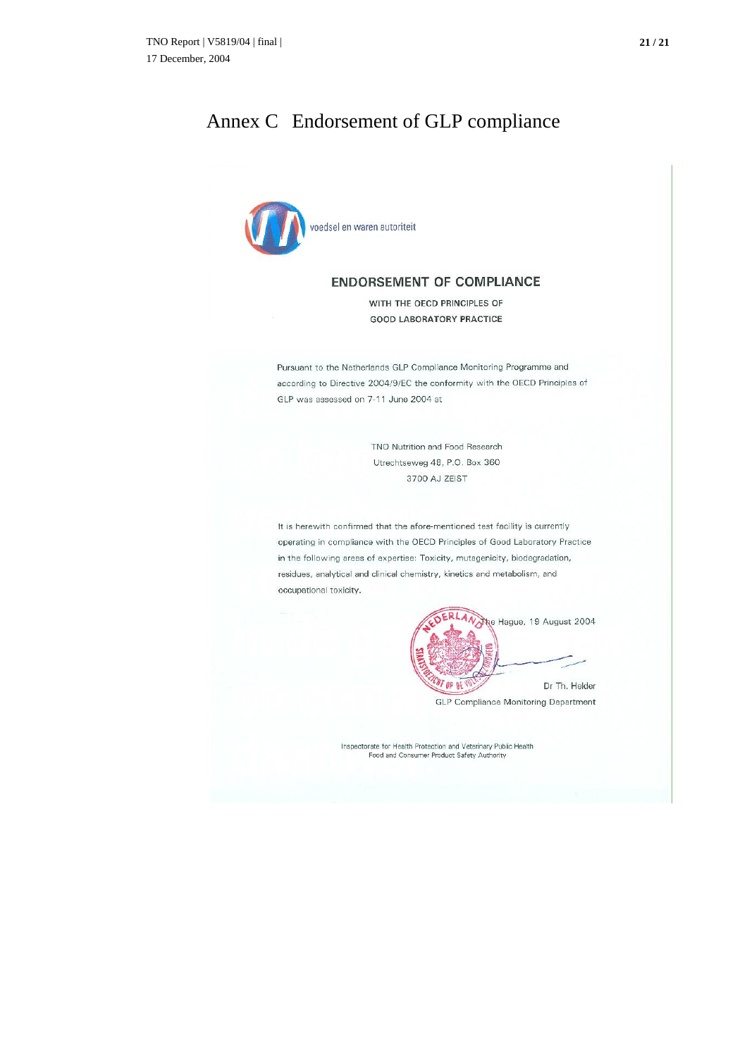# Annex C Endorsement of GLP compliance

voedsel en waren autoriteit

**ENDORSEMENT OF COMPLIANCE**

WITH THE OECD PRINCIPLES OF
GOOD LABORATORY PRACTICE

Pursuant to the Netherlands GLP Compliance Monitoring Programme and according to Directive 2004/9/EC the conformity with the OECD Principles of GLP was assessed on 7-11 June 2004 at

TNO Nutrition and Food Research
Utrechtseweg 48, P.O. Box 360
3700 AJ ZEIST

It is herewith confirmed that the afore-mentioned test facility is currently operating in compliance with the OECD Principles of Good Laboratory Practice in the following areas of expertise: Toxicity, mutagenicity, biodegradation, residues, analytical and clinical chemistry, kinetics and metabolism, and occupational toxicity.

The Hague, 19 August 2004

Dr Th. Helder
GLP Compliance Monitoring Department

Inspectorate for Health Protection and Veterinary Public Health
Food and Consumer Product Safety Authority